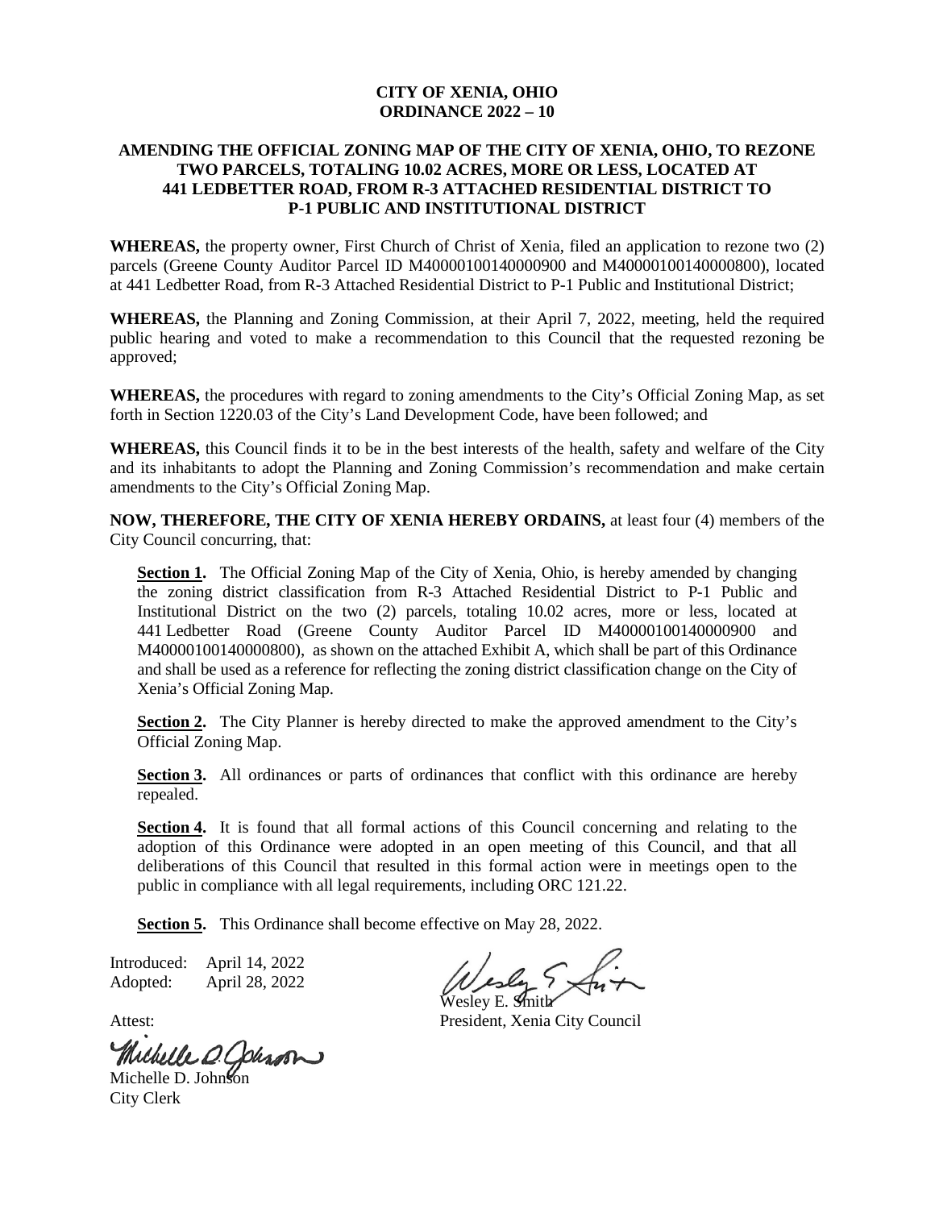# CITY OF XENIA, OHIO
# ORDINANCE 2022 – 10

## AMENDING THE OFFICIAL ZONING MAP OF THE CITY OF XENIA, OHIO, TO REZONE TWO PARCELS, TOTALING 10.02 ACRES, MORE OR LESS, LOCATED AT 441 LEDBETTER ROAD, FROM R-3 ATTACHED RESIDENTIAL DISTRICT TO P-1 PUBLIC AND INSTITUTIONAL DISTRICT

**WHEREAS,** the property owner, First Church of Christ of Xenia, filed an application to rezone two (2) parcels (Greene County Auditor Parcel ID M40000100140000900 and M40000100140000800), located at 441 Ledbetter Road, from R-3 Attached Residential District to P-1 Public and Institutional District;

**WHEREAS,** the Planning and Zoning Commission, at their April 7, 2022, meeting, held the required public hearing and voted to make a recommendation to this Council that the requested rezoning be approved;

**WHEREAS,** the procedures with regard to zoning amendments to the City's Official Zoning Map, as set forth in Section 1220.03 of the City's Land Development Code, have been followed; and

**WHEREAS,** this Council finds it to be in the best interests of the health, safety and welfare of the City and its inhabitants to adopt the Planning and Zoning Commission's recommendation and make certain amendments to the City's Official Zoning Map.

**NOW, THEREFORE, THE CITY OF XENIA HEREBY ORDAINS,** at least four (4) members of the City Council concurring, that:

**Section 1.** The Official Zoning Map of the City of Xenia, Ohio, is hereby amended by changing the zoning district classification from R-3 Attached Residential District to P-1 Public and Institutional District on the two (2) parcels, totaling 10.02 acres, more or less, located at 441 Ledbetter Road (Greene County Auditor Parcel ID M40000100140000900 and M40000100140000800), as shown on the attached Exhibit A, which shall be part of this Ordinance and shall be used as a reference for reflecting the zoning district classification change on the City of Xenia's Official Zoning Map.

**Section 2.** The City Planner is hereby directed to make the approved amendment to the City's Official Zoning Map.

**Section 3.** All ordinances or parts of ordinances that conflict with this ordinance are hereby repealed.

**Section 4.** It is found that all formal actions of this Council concerning and relating to the adoption of this Ordinance were adopted in an open meeting of this Council, and that all deliberations of this Council that resulted in this formal action were in meetings open to the public in compliance with all legal requirements, including ORC 121.22.

**Section 5.** This Ordinance shall become effective on May 28, 2022.

Introduced: April 14, 2022
Adopted: April 28, 2022

Wesley E. Smith
President, Xenia City Council

Attest:

Michelle D. Johnson
City Clerk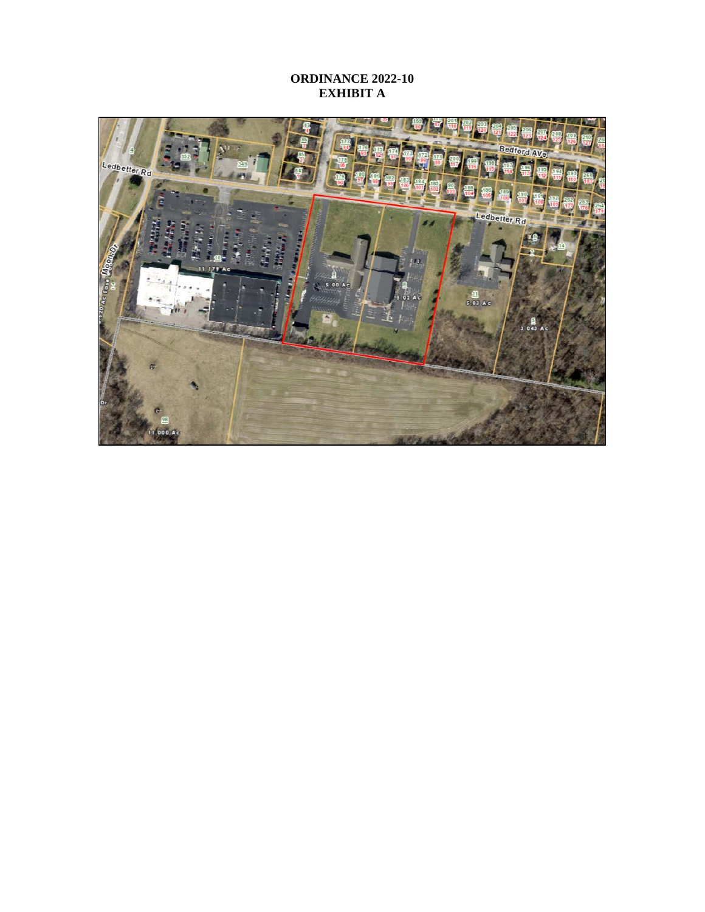**ORDINANCE 2022-10**
**EXHIBIT A**